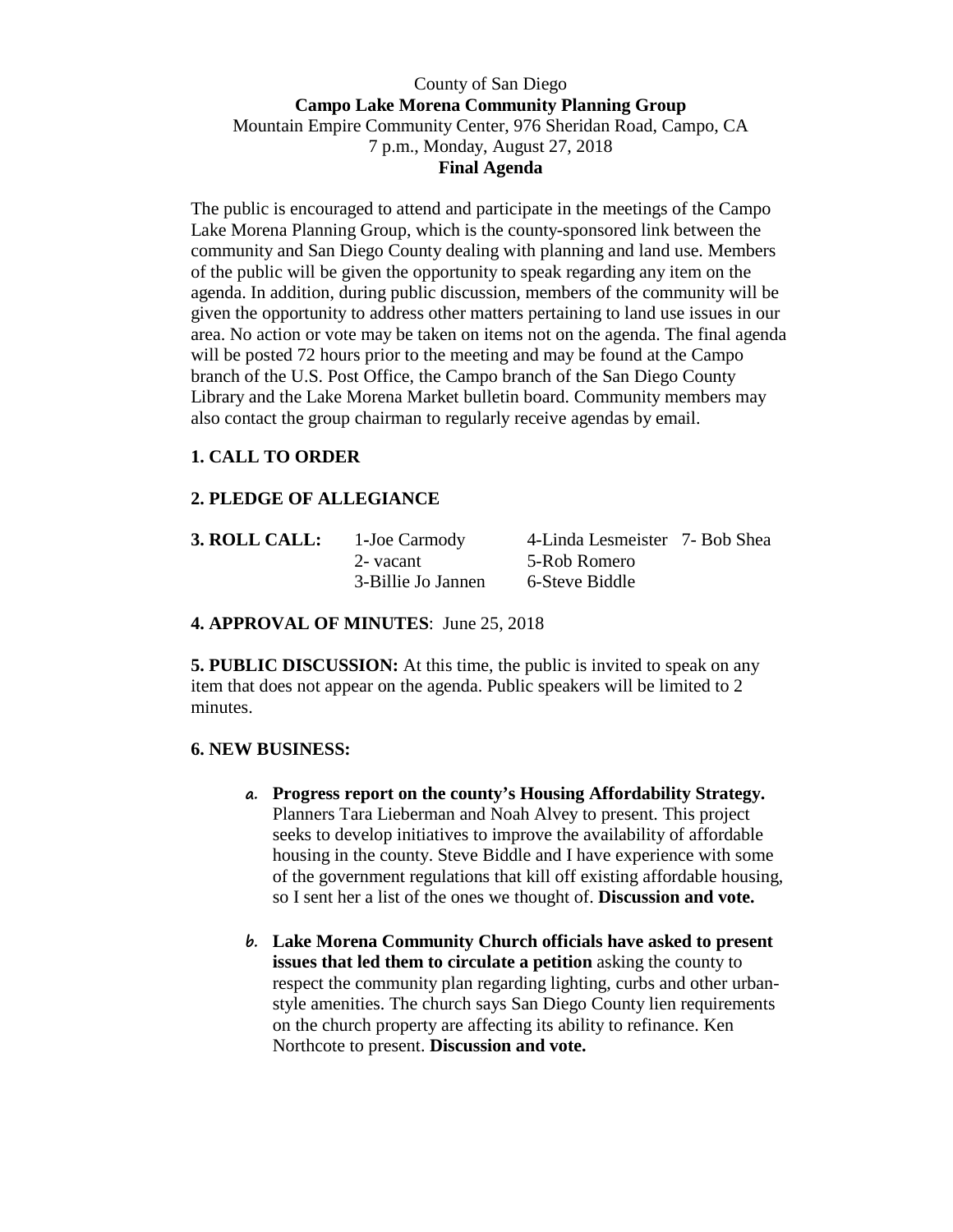County of San Diego

**Campo Lake Morena Community Planning Group**

Mountain Empire Community Center, 976 Sheridan Road, Campo, CA

7 p.m., Monday, August 27, 2018

**Final Agenda**

The public is encouraged to attend and participate in the meetings of the Campo Lake Morena Planning Group, which is the county-sponsored link between the community and San Diego County dealing with planning and land use. Members of the public will be given the opportunity to speak regarding any item on the agenda. In addition, during public discussion, members of the community will be given the opportunity to address other matters pertaining to land use issues in our area. No action or vote may be taken on items not on the agenda. The final agenda will be posted 72 hours prior to the meeting and may be found at the Campo branch of the U.S. Post Office, the Campo branch of the San Diego County Library and the Lake Morena Market bulletin board. Community members may also contact the group chairman to regularly receive agendas by email.

**1. CALL TO ORDER**

**2. PLEDGE OF ALLEGIANCE**

**3. ROLL CALL:**

| 1-Joe Carmody | 4-Linda Lesmeister | 7- Bob Shea |
|---|---|---|
| 2- vacant | 5-Rob Romero | |
| 3-Billie Jo Jannen | 6-Steve Biddle | |

**4. APPROVAL OF MINUTES**: June 25, 2018

**5. PUBLIC DISCUSSION:** At this time, the public is invited to speak on any item that does not appear on the agenda. Public speakers will be limited to 2 minutes.

**6. NEW BUSINESS:**

a. **Progress report on the county's Housing Affordability Strategy.** Planners Tara Lieberman and Noah Alvey to present. This project seeks to develop initiatives to improve the availability of affordable housing in the county. Steve Biddle and I have experience with some of the government regulations that kill off existing affordable housing, so I sent her a list of the ones we thought of. **Discussion and vote.**

b. **Lake Morena Community Church officials have asked to present issues that led them to circulate a petition** asking the county to respect the community plan regarding lighting, curbs and other urban-style amenities. The church says San Diego County lien requirements on the church property are affecting its ability to refinance. Ken Northcote to present. **Discussion and vote.**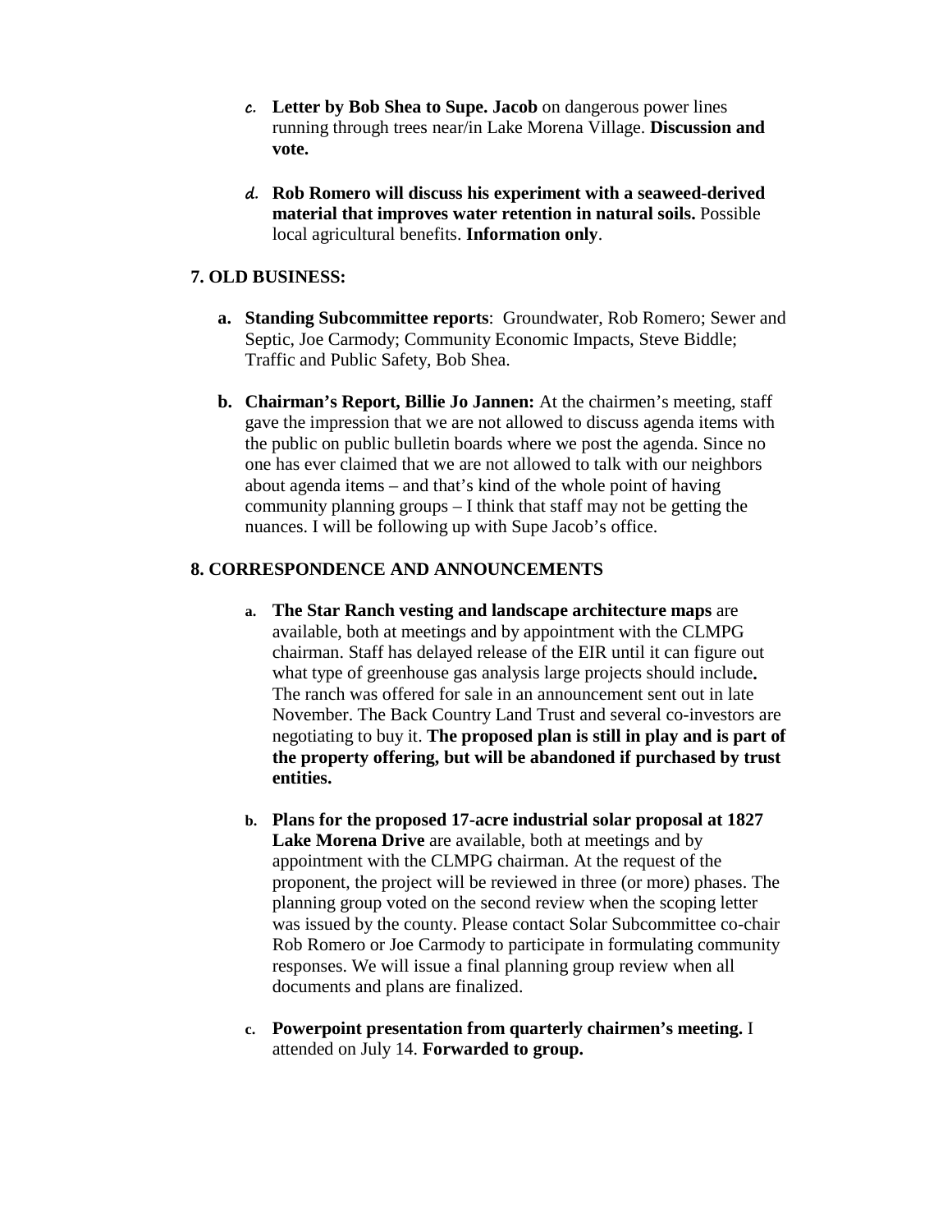c. **Letter by Bob Shea to Supe. Jacob** on dangerous power lines running through trees near/in Lake Morena Village. **Discussion and vote.**

d. **Rob Romero will discuss his experiment with a seaweed-derived material that improves water retention in natural soils.** Possible local agricultural benefits. **Information only**.

## 7. OLD BUSINESS:

a. **Standing Subcommittee reports**: Groundwater, Rob Romero; Sewer and Septic, Joe Carmody; Community Economic Impacts, Steve Biddle; Traffic and Public Safety, Bob Shea.

b. **Chairman's Report, Billie Jo Jannen:** At the chairmen's meeting, staff gave the impression that we are not allowed to discuss agenda items with the public on public bulletin boards where we post the agenda. Since no one has ever claimed that we are not allowed to talk with our neighbors about agenda items – and that's kind of the whole point of having community planning groups – I think that staff may not be getting the nuances. I will be following up with Supe Jacob's office.

## 8. CORRESPONDENCE AND ANNOUNCEMENTS

a. **The Star Ranch vesting and landscape architecture maps** are available, both at meetings and by appointment with the CLMPG chairman. Staff has delayed release of the EIR until it can figure out what type of greenhouse gas analysis large projects should include**.** The ranch was offered for sale in an announcement sent out in late November. The Back Country Land Trust and several co-investors are negotiating to buy it. **The proposed plan is still in play and is part of the property offering, but will be abandoned if purchased by trust entities.**

b. **Plans for the proposed 17-acre industrial solar proposal at 1827 Lake Morena Drive** are available, both at meetings and by appointment with the CLMPG chairman. At the request of the proponent, the project will be reviewed in three (or more) phases. The planning group voted on the second review when the scoping letter was issued by the county. Please contact Solar Subcommittee co-chair Rob Romero or Joe Carmody to participate in formulating community responses. We will issue a final planning group review when all documents and plans are finalized.

c. **Powerpoint presentation from quarterly chairmen's meeting.** I attended on July 14. **Forwarded to group.**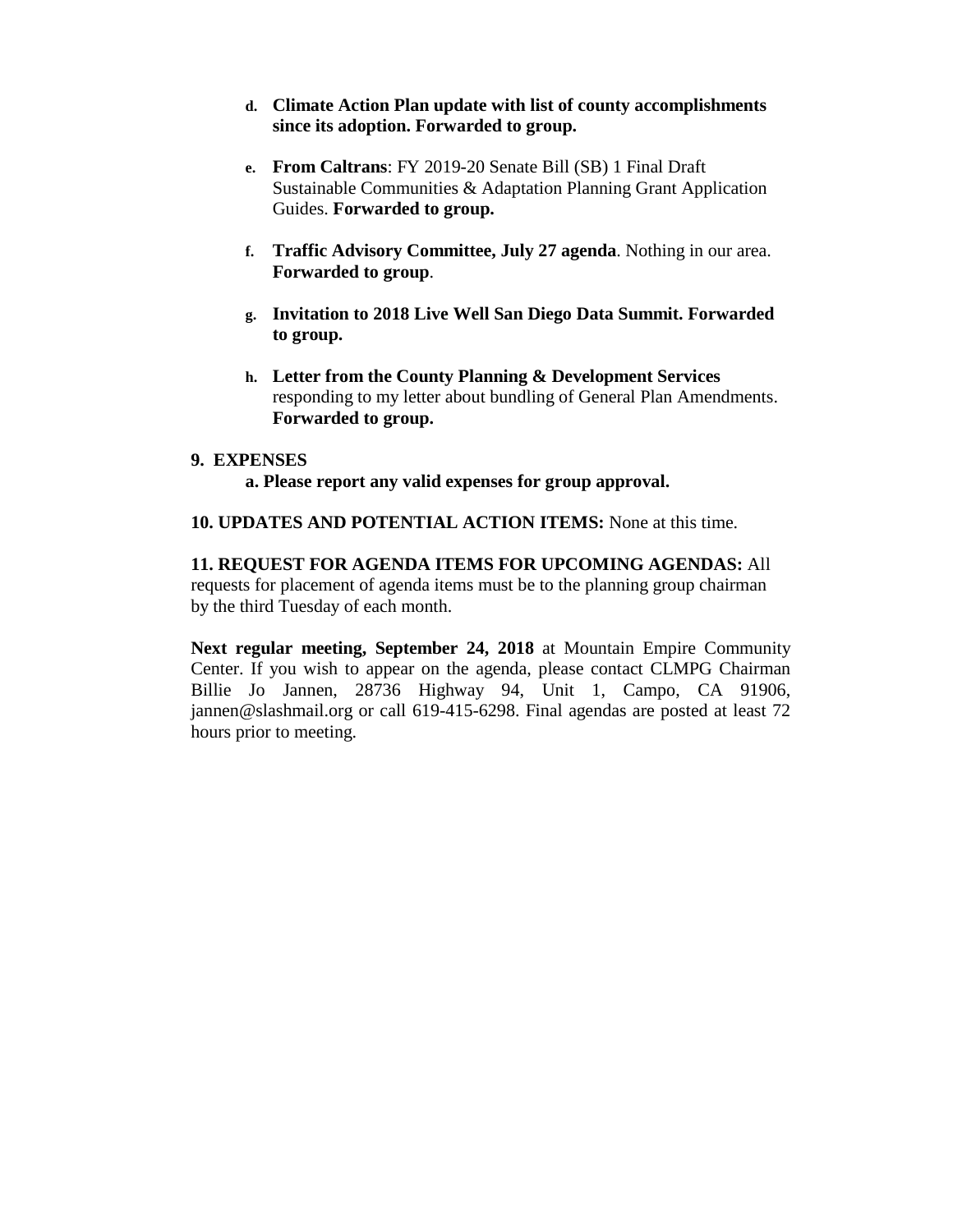d. **Climate Action Plan update with list of county accomplishments since its adoption. Forwarded to group.**

e. **From Caltrans**: FY 2019-20 Senate Bill (SB) 1 Final Draft Sustainable Communities & Adaptation Planning Grant Application Guides. **Forwarded to group.**

f. **Traffic Advisory Committee, July 27 agenda**. Nothing in our area. **Forwarded to group**.

g. **Invitation to 2018 Live Well San Diego Data Summit. Forwarded to group.**

h. **Letter from the County Planning & Development Services** responding to my letter about bundling of General Plan Amendments. **Forwarded to group.**

**9. EXPENSES**

**a. Please report any valid expenses for group approval.**

**10. UPDATES AND POTENTIAL ACTION ITEMS:** None at this time.

**11. REQUEST FOR AGENDA ITEMS FOR UPCOMING AGENDAS:** All requests for placement of agenda items must be to the planning group chairman by the third Tuesday of each month.

**Next regular meeting, September 24, 2018** at Mountain Empire Community Center. If you wish to appear on the agenda, please contact CLMPG Chairman Billie Jo Jannen, 28736 Highway 94, Unit 1, Campo, CA 91906, jannen@slashmail.org or call 619-415-6298. Final agendas are posted at least 72 hours prior to meeting.